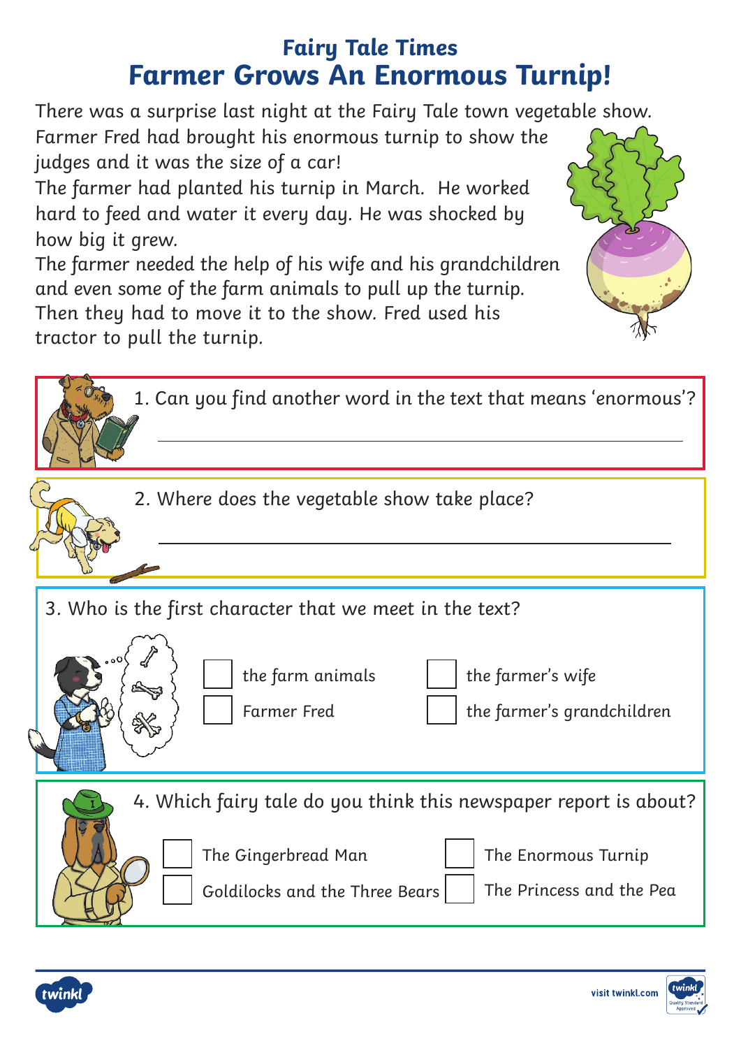## Fairy Tale Times

# Farmer Grows An Enormous Turnip!

There was a surprise last night at the Fairy Tale town vegetable show. Farmer Fred had brought his enormous turnip to show the judges and it was the size of a car!

The farmer had planted his turnip in March. He worked hard to feed and water it every day. He was shocked by how big it grew.

The farmer needed the help of his wife and his grandchildren and even some of the farm animals to pull up the turnip. Then they had to move it to the show. Fred used his tractor to pull the turnip.

1. Can you find another word in the text that means 'enormous'?

______________________________________________

2. Where does the vegetable show take place?

______________________________________________

3. Who is the first character that we meet in the text?

- [ ] the farm animals
- [ ] the farmer's wife
- [ ] Farmer Fred
- [ ] the farmer's grandchildren

4. Which fairy tale do you think this newspaper report is about?

- [ ] The Gingerbread Man
- [ ] The Enormous Turnip
- [ ] Goldilocks and the Three Bears
- [ ] The Princess and the Pea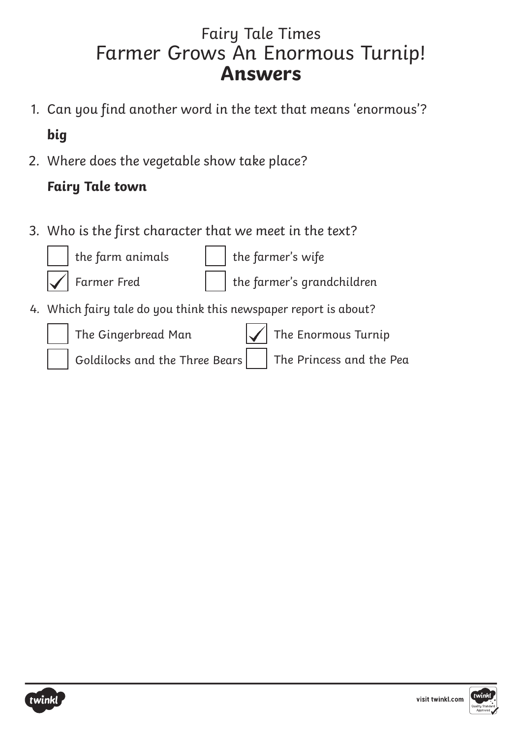# Fairy Tale Times
## Farmer Grows An Enormous Turnip!
## **Answers**

1. Can you find another word in the text that means 'enormous'?

   **big**

2. Where does the vegetable show take place?

   **Fairy Tale town**

3. Who is the first character that we meet in the text?

   - [ ] the farm animals
   - [ ] the farmer's wife
   - [x] Farmer Fred
   - [ ] the farmer's grandchildren

4. Which fairy tale do you think this newspaper report is about?

   - [ ] The Gingerbread Man
   - [x] The Enormous Turnip
   - [ ] Goldilocks and the Three Bears
   - [ ] The Princess and the Pea